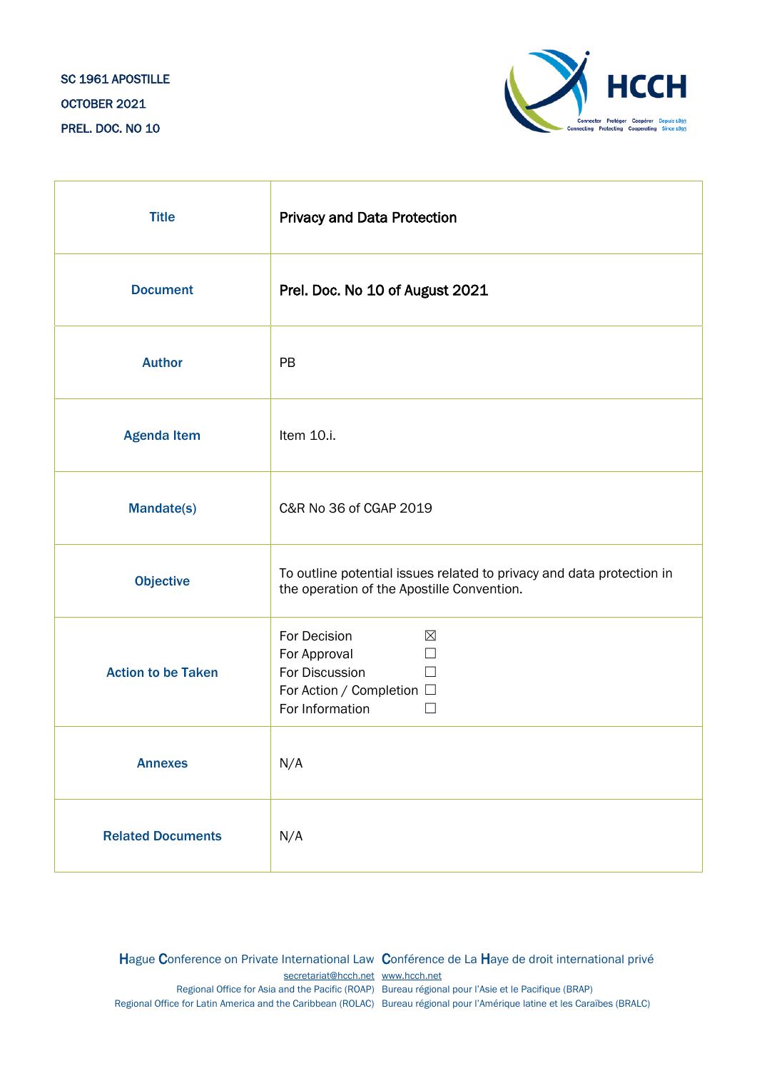SC 1961 APOSTILLE

OCTOBER 2021

PREL. DOC. NO 10

| Title | Privacy and Data Protection |
|---|---|
| Document | Prel. Doc. No 10 of August 2021 |
| Author | PB |
| Agenda Item | Item 10.i. |
| Mandate(s) | C&R No 36 of CGAP 2019 |
| Objective | To outline potential issues related to privacy and data protection in the operation of the Apostille Convention. |
| Action to be Taken | For Decision ☒<br>For Approval ☐<br>For Discussion ☐<br>For Action / Completion ☐<br>For Information ☐ |
| Annexes | N/A |
| Related Documents | N/A |

Hague Conference on Private International Law Conférence de La Haye de droit international privé

secretariat@hcch.net www.hcch.net

Regional Office for Asia and the Pacific (ROAP) Bureau régional pour l'Asie et le Pacifique (BRAP)

Regional Office for Latin America and the Caribbean (ROLAC) Bureau régional pour l'Amérique latine et les Caraïbes (BRALC)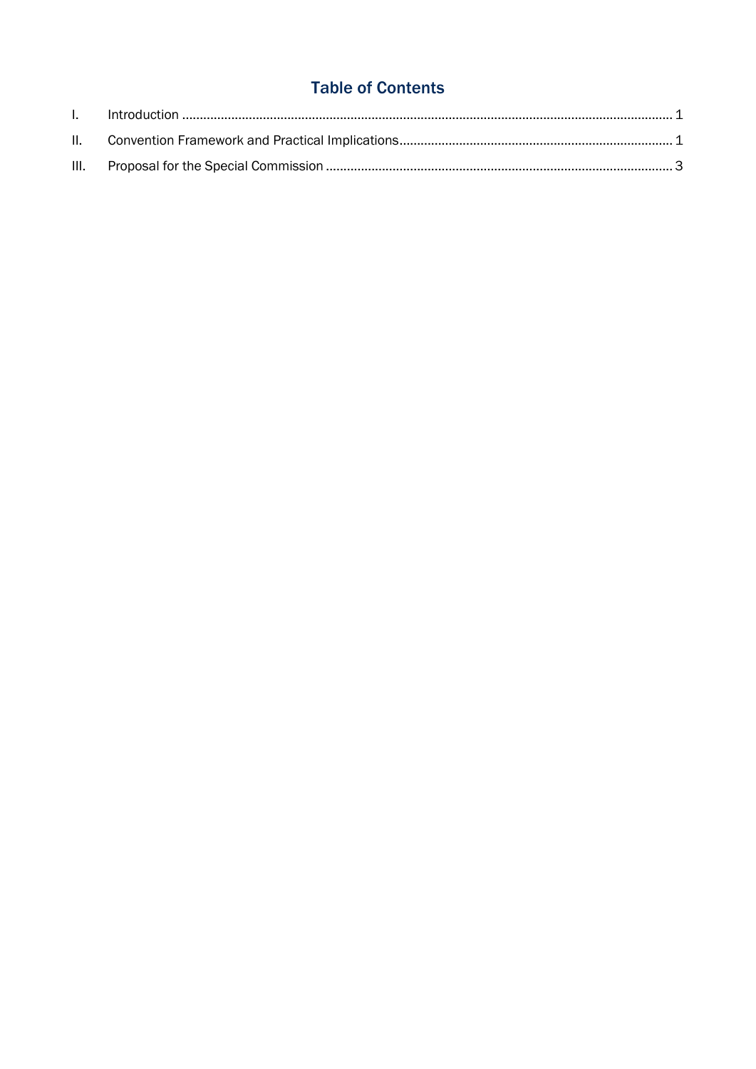# Table of Contents

| | | |
|---|---|---|
| I. | Introduction | 1 |
| II. | Convention Framework and Practical Implications | 1 |
| III. | Proposal for the Special Commission | 3 |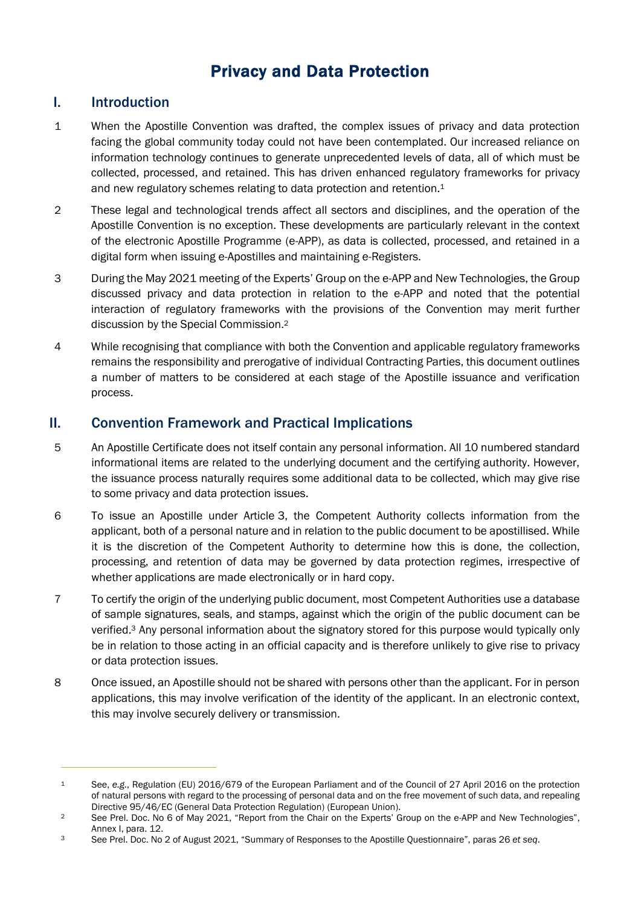# Privacy and Data Protection

## I. Introduction

1 When the Apostille Convention was drafted, the complex issues of privacy and data protection facing the global community today could not have been contemplated. Our increased reliance on information technology continues to generate unprecedented levels of data, all of which must be collected, processed, and retained. This has driven enhanced regulatory frameworks for privacy and new regulatory schemes relating to data protection and retention.[1]

2 These legal and technological trends affect all sectors and disciplines, and the operation of the Apostille Convention is no exception. These developments are particularly relevant in the context of the electronic Apostille Programme (e-APP), as data is collected, processed, and retained in a digital form when issuing e-Apostilles and maintaining e-Registers.

3 During the May 2021 meeting of the Experts' Group on the e-APP and New Technologies, the Group discussed privacy and data protection in relation to the e-APP and noted that the potential interaction of regulatory frameworks with the provisions of the Convention may merit further discussion by the Special Commission.[2]

4 While recognising that compliance with both the Convention and applicable regulatory frameworks remains the responsibility and prerogative of individual Contracting Parties, this document outlines a number of matters to be considered at each stage of the Apostille issuance and verification process.

## II. Convention Framework and Practical Implications

5 An Apostille Certificate does not itself contain any personal information. All 10 numbered standard informational items are related to the underlying document and the certifying authority. However, the issuance process naturally requires some additional data to be collected, which may give rise to some privacy and data protection issues.

6 To issue an Apostille under Article 3, the Competent Authority collects information from the applicant, both of a personal nature and in relation to the public document to be apostillised. While it is the discretion of the Competent Authority to determine how this is done, the collection, processing, and retention of data may be governed by data protection regimes, irrespective of whether applications are made electronically or in hard copy.

7 To certify the origin of the underlying public document, most Competent Authorities use a database of sample signatures, seals, and stamps, against which the origin of the public document can be verified.[3] Any personal information about the signatory stored for this purpose would typically only be in relation to those acting in an official capacity and is therefore unlikely to give rise to privacy or data protection issues.

8 Once issued, an Apostille should not be shared with persons other than the applicant. For in person applications, this may involve verification of the identity of the applicant. In an electronic context, this may involve securely delivery or transmission.

---

[1] See, *e.g.*, Regulation (EU) 2016/679 of the European Parliament and of the Council of 27 April 2016 on the protection of natural persons with regard to the processing of personal data and on the free movement of such data, and repealing Directive 95/46/EC (General Data Protection Regulation) (European Union).

[2] See Prel. Doc. No 6 of May 2021, "Report from the Chair on the Experts' Group on the e-APP and New Technologies", Annex I, para. 12.

[3] See Prel. Doc. No 2 of August 2021, "Summary of Responses to the Apostille Questionnaire", paras 26 *et seq*.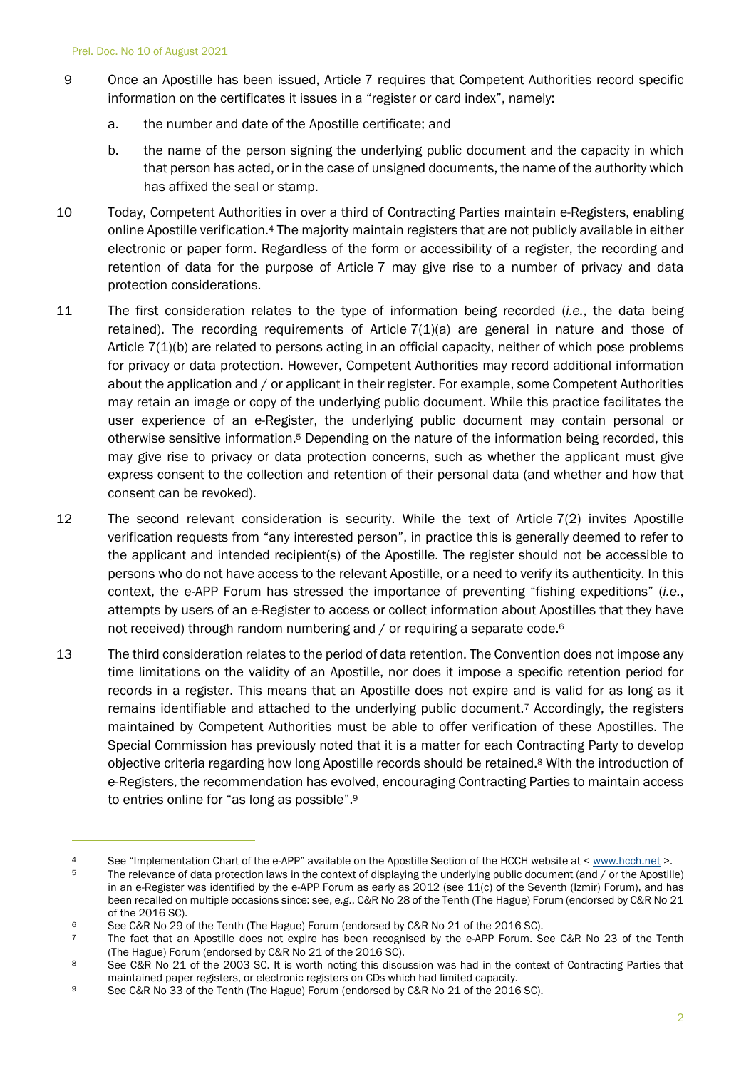9 Once an Apostille has been issued, Article 7 requires that Competent Authorities record specific information on the certificates it issues in a "register or card index", namely:

   a. the number and date of the Apostille certificate; and

   b. the name of the person signing the underlying public document and the capacity in which that person has acted, or in the case of unsigned documents, the name of the authority which has affixed the seal or stamp.

10 Today, Competent Authorities in over a third of Contracting Parties maintain e-Registers, enabling online Apostille verification.[4] The majority maintain registers that are not publicly available in either electronic or paper form. Regardless of the form or accessibility of a register, the recording and retention of data for the purpose of Article 7 may give rise to a number of privacy and data protection considerations.

11 The first consideration relates to the type of information being recorded (*i.e.*, the data being retained). The recording requirements of Article 7(1)(a) are general in nature and those of Article 7(1)(b) are related to persons acting in an official capacity, neither of which pose problems for privacy or data protection. However, Competent Authorities may record additional information about the application and / or applicant in their register. For example, some Competent Authorities may retain an image or copy of the underlying public document. While this practice facilitates the user experience of an e-Register, the underlying public document may contain personal or otherwise sensitive information.[5] Depending on the nature of the information being recorded, this may give rise to privacy or data protection concerns, such as whether the applicant must give express consent to the collection and retention of their personal data (and whether and how that consent can be revoked).

12 The second relevant consideration is security. While the text of Article 7(2) invites Apostille verification requests from "any interested person", in practice this is generally deemed to refer to the applicant and intended recipient(s) of the Apostille. The register should not be accessible to persons who do not have access to the relevant Apostille, or a need to verify its authenticity. In this context, the e-APP Forum has stressed the importance of preventing "fishing expeditions" (*i.e.*, attempts by users of an e-Register to access or collect information about Apostilles that they have not received) through random numbering and / or requiring a separate code.[6]

13 The third consideration relates to the period of data retention. The Convention does not impose any time limitations on the validity of an Apostille, nor does it impose a specific retention period for records in a register. This means that an Apostille does not expire and is valid for as long as it remains identifiable and attached to the underlying public document.[7] Accordingly, the registers maintained by Competent Authorities must be able to offer verification of these Apostilles. The Special Commission has previously noted that it is a matter for each Contracting Party to develop objective criteria regarding how long Apostille records should be retained.[8] With the introduction of e-Registers, the recommendation has evolved, encouraging Contracting Parties to maintain access to entries online for "as long as possible".[9]

---

[4] See "Implementation Chart of the e-APP" available on the Apostille Section of the HCCH website at < www.hcch.net >.

[5] The relevance of data protection laws in the context of displaying the underlying public document (and / or the Apostille) in an e-Register was identified by the e-APP Forum as early as 2012 (see 11(c) of the Seventh (Izmir) Forum), and has been recalled on multiple occasions since: see, *e.g.*, C&R No 28 of the Tenth (The Hague) Forum (endorsed by C&R No 21 of the 2016 SC).

[6] See C&R No 29 of the Tenth (The Hague) Forum (endorsed by C&R No 21 of the 2016 SC).

[7] The fact that an Apostille does not expire has been recognised by the e-APP Forum. See C&R No 23 of the Tenth (The Hague) Forum (endorsed by C&R No 21 of the 2016 SC).

[8] See C&R No 21 of the 2003 SC. It is worth noting this discussion was had in the context of Contracting Parties that maintained paper registers, or electronic registers on CDs which had limited capacity.

[9] See C&R No 33 of the Tenth (The Hague) Forum (endorsed by C&R No 21 of the 2016 SC).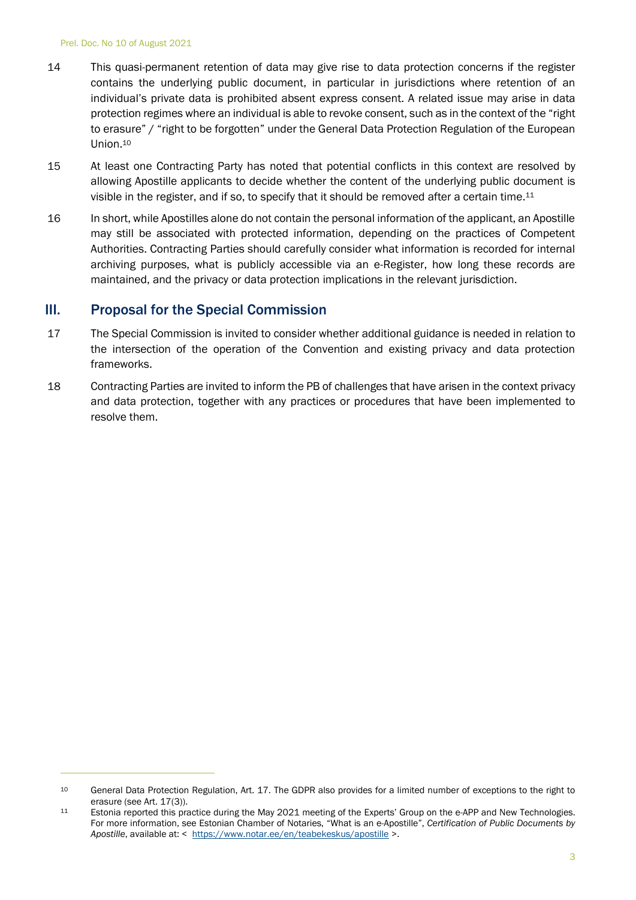14 This quasi-permanent retention of data may give rise to data protection concerns if the register contains the underlying public document, in particular in jurisdictions where retention of an individual's private data is prohibited absent express consent. A related issue may arise in data protection regimes where an individual is able to revoke consent, such as in the context of the "right to erasure" / "right to be forgotten" under the General Data Protection Regulation of the European Union.[10]

15 At least one Contracting Party has noted that potential conflicts in this context are resolved by allowing Apostille applicants to decide whether the content of the underlying public document is visible in the register, and if so, to specify that it should be removed after a certain time.[11]

16 In short, while Apostilles alone do not contain the personal information of the applicant, an Apostille may still be associated with protected information, depending on the practices of Competent Authorities. Contracting Parties should carefully consider what information is recorded for internal archiving purposes, what is publicly accessible via an e-Register, how long these records are maintained, and the privacy or data protection implications in the relevant jurisdiction.

## III. Proposal for the Special Commission

17 The Special Commission is invited to consider whether additional guidance is needed in relation to the intersection of the operation of the Convention and existing privacy and data protection frameworks.

18 Contracting Parties are invited to inform the PB of challenges that have arisen in the context privacy and data protection, together with any practices or procedures that have been implemented to resolve them.

---

[10] General Data Protection Regulation, Art. 17. The GDPR also provides for a limited number of exceptions to the right to erasure (see Art. 17(3)).

[11] Estonia reported this practice during the May 2021 meeting of the Experts' Group on the e-APP and New Technologies. For more information, see Estonian Chamber of Notaries, "What is an e-Apostille", *Certification of Public Documents by Apostille*, available at: < https://www.notar.ee/en/teabekeskus/apostille >.